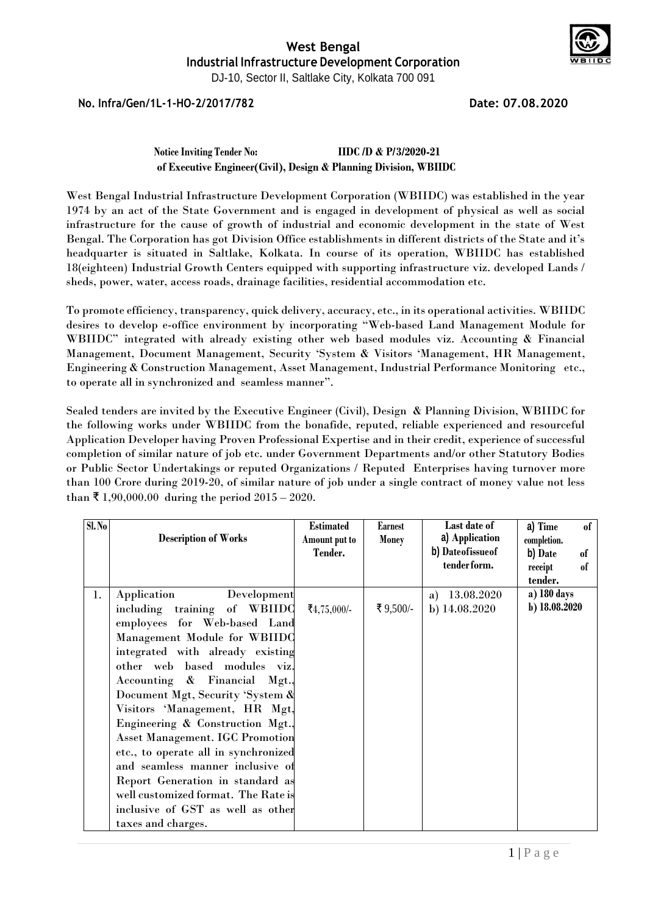# West Bengal
## Industrial Infrastructure Development Corporation

DJ-10, Sector II, Saltlake City, Kolkata 700 091

**No. Infra/Gen/1L-1-HO-2/2017/782** **Date: 07.08.2020**

**Notice Inviting Tender No: IIDC /D & P/3/2020-21**
**of Executive Engineer(Civil), Design & Planning Division, WBIIDC**

West Bengal Industrial Infrastructure Development Corporation (WBIIDC) was established in the year 1974 by an act of the State Government and is engaged in development of physical as well as social infrastructure for the cause of growth of industrial and economic development in the state of West Bengal. The Corporation has got Division Office establishments in different districts of the State and it's headquarter is situated in Saltlake, Kolkata. In course of its operation, WBIIDC has established 18(eighteen) Industrial Growth Centers equipped with supporting infrastructure viz. developed Lands / sheds, power, water, access roads, drainage facilities, residential accommodation etc.

To promote efficiency, transparency, quick delivery, accuracy, etc., in its operational activities. WBIIDC desires to develop e-office environment by incorporating "Web-based Land Management Module for WBIIDC" integrated with already existing other web based modules viz. Accounting & Financial Management, Document Management, Security 'System & Visitors 'Management, HR Management, Engineering & Construction Management, Asset Management, Industrial Performance Monitoring etc., to operate all in synchronized and seamless manner".

Sealed tenders are invited by the Executive Engineer (Civil), Design & Planning Division, WBIIDC for the following works under WBIIDC from the bonafide, reputed, reliable experienced and resourceful Application Developer having Proven Professional Expertise and in their credit, experience of successful completion of similar nature of job etc. under Government Departments and/or other Statutory Bodies or Public Sector Undertakings or reputed Organizations / Reputed Enterprises having turnover more than 100 Crore during 2019-20, of similar nature of job under a single contract of money value not less than ₹ 1,90,000.00 during the period 2015 – 2020.

| Sl.No | Description of Works | Estimated Amount put to Tender. | Earnest Money | Last date of a) Application b) Date of issue of tender form. | a) Time of completion. b) Date of receipt of tender. |
|---|---|---|---|---|---|
| 1. | Application Development including training of WBIIDC employees for Web-based Land Management Module for WBIIDC integrated with already existing other web based modules viz. Accounting & Financial Mgt., Document Mgt, Security 'System & Visitors 'Management, HR Mgt, Engineering & Construction Mgt., Asset Management. IGC Promotion etc., to operate all in synchronized and seamless manner inclusive of Report Generation in standard as well customized format. The Rate is inclusive of GST as well as other taxes and charges. | ₹4,75,000/- | ₹ 9,500/- | a) 13.08.2020<br>b) 14.08.2020 | a) 180 days<br>b) 18.08.2020 |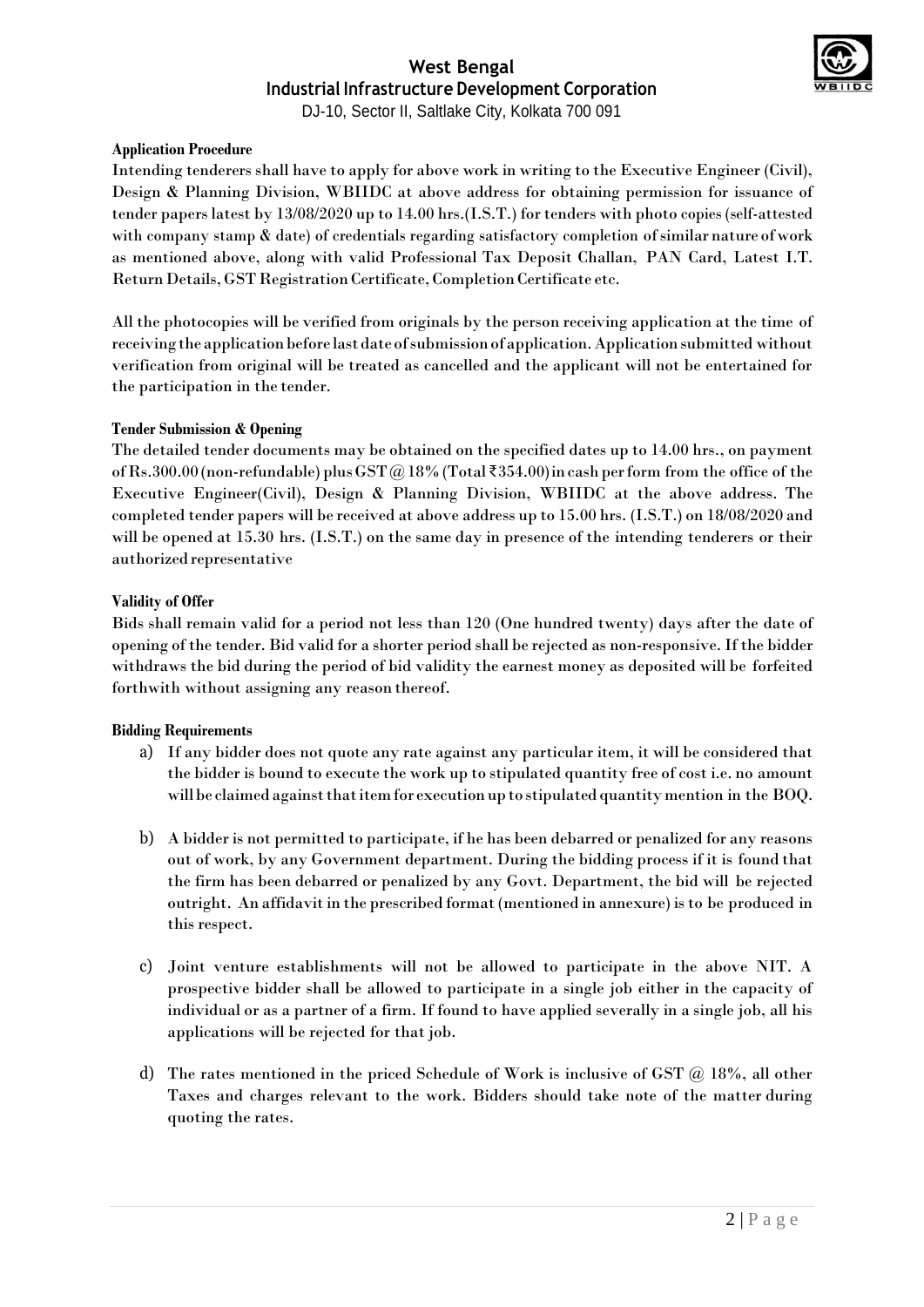## Application Procedure

Intending tenderers shall have to apply for above work in writing to the Executive Engineer (Civil), Design & Planning Division, WBIIDC at above address for obtaining permission for issuance of tender papers latest by 13/08/2020 up to 14.00 hrs.(I.S.T.) for tenders with photo copies (self-attested with company stamp & date) of credentials regarding satisfactory completion of similar nature of work as mentioned above, along with valid Professional Tax Deposit Challan, PAN Card, Latest I.T. Return Details, GST Registration Certificate, Completion Certificate etc.

All the photocopies will be verified from originals by the person receiving application at the time of receiving the application before last date of submission of application. Application submitted without verification from original will be treated as cancelled and the applicant will not be entertained for the participation in the tender.

## Tender Submission & Opening

The detailed tender documents may be obtained on the specified dates up to 14.00 hrs., on payment of Rs.300.00 (non-refundable) plus GST @ 18% (Total ₹354.00) in cash per form from the office of the Executive Engineer(Civil), Design & Planning Division, WBIIDC at the above address. The completed tender papers will be received at above address up to 15.00 hrs. (I.S.T.) on 18/08/2020 and will be opened at 15.30 hrs. (I.S.T.) on the same day in presence of the intending tenderers or their authorized representative

## Validity of Offer

Bids shall remain valid for a period not less than 120 (One hundred twenty) days after the date of opening of the tender. Bid valid for a shorter period shall be rejected as non-responsive. If the bidder withdraws the bid during the period of bid validity the earnest money as deposited will be forfeited forthwith without assigning any reason thereof.

## Bidding Requirements

a) If any bidder does not quote any rate against any particular item, it will be considered that the bidder is bound to execute the work up to stipulated quantity free of cost i.e. no amount will be claimed against that item for execution up to stipulated quantity mention in the BOQ.

b) A bidder is not permitted to participate, if he has been debarred or penalized for any reasons out of work, by any Government department. During the bidding process if it is found that the firm has been debarred or penalized by any Govt. Department, the bid will be rejected outright. An affidavit in the prescribed format (mentioned in annexure) is to be produced in this respect.

c) Joint venture establishments will not be allowed to participate in the above NIT. A prospective bidder shall be allowed to participate in a single job either in the capacity of individual or as a partner of a firm. If found to have applied severally in a single job, all his applications will be rejected for that job.

d) The rates mentioned in the priced Schedule of Work is inclusive of GST @ 18%, all other Taxes and charges relevant to the work. Bidders should take note of the matter during quoting the rates.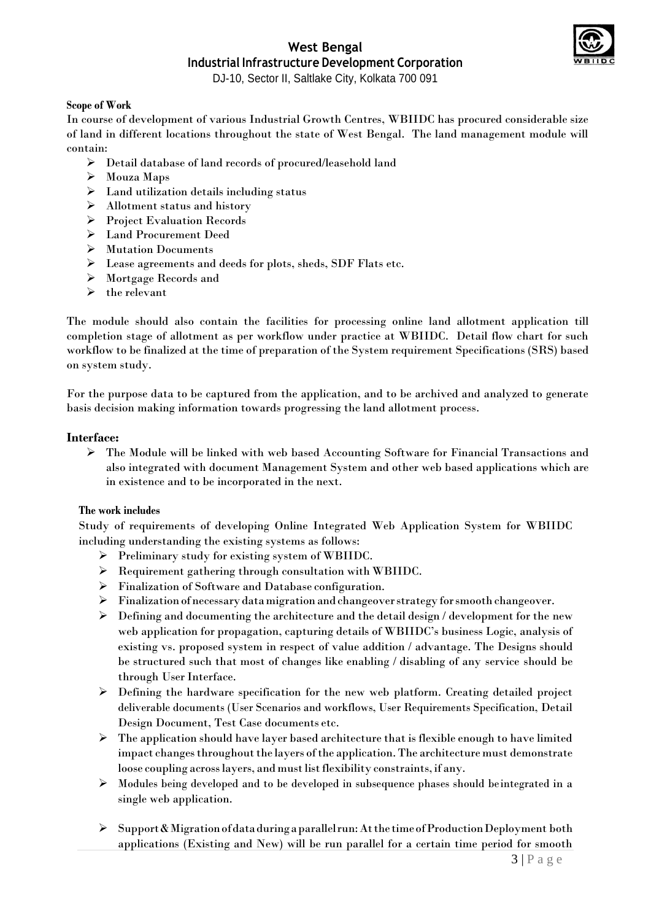**Scope of Work**

In course of development of various Industrial Growth Centres, WBIIDC has procured considerable size of land in different locations throughout the state of West Bengal. The land management module will contain:

- Detail database of land records of procured/leasehold land
- Mouza Maps
- Land utilization details including status
- Allotment status and history
- Project Evaluation Records
- Land Procurement Deed
- Mutation Documents
- Lease agreements and deeds for plots, sheds, SDF Flats etc.
- Mortgage Records and
- the relevant

The module should also contain the facilities for processing online land allotment application till completion stage of allotment as per workflow under practice at WBIIDC. Detail flow chart for such workflow to be finalized at the time of preparation of the System requirement Specifications (SRS) based on system study.

For the purpose data to be captured from the application, and to be archived and analyzed to generate basis decision making information towards progressing the land allotment process.

## Interface:

- The Module will be linked with web based Accounting Software for Financial Transactions and also integrated with document Management System and other web based applications which are in existence and to be incorporated in the next.

**The work includes**

Study of requirements of developing Online Integrated Web Application System for WBIIDC including understanding the existing systems as follows:

- Preliminary study for existing system of WBIIDC.
- Requirement gathering through consultation with WBIIDC.
- Finalization of Software and Database configuration.
- Finalization of necessary data migration and changeover strategy for smooth changeover.
- Defining and documenting the architecture and the detail design / development for the new web application for propagation, capturing details of WBIIDC's business Logic, analysis of existing vs. proposed system in respect of value addition / advantage. The Designs should be structured such that most of changes like enabling / disabling of any service should be through User Interface.
- Defining the hardware specification for the new web platform. Creating detailed project deliverable documents (User Scenarios and workflows, User Requirements Specification, Detail Design Document, Test Case documents etc.
- The application should have layer based architecture that is flexible enough to have limited impact changes throughout the layers of the application. The architecture must demonstrate loose coupling across layers, and must list flexibility constraints, if any.
- Modules being developed and to be developed in subsequence phases should be integrated in a single web application.
- Support & Migration of data during a parallel run: At the time of Production Deployment both applications (Existing and New) will be run parallel for a certain time period for smooth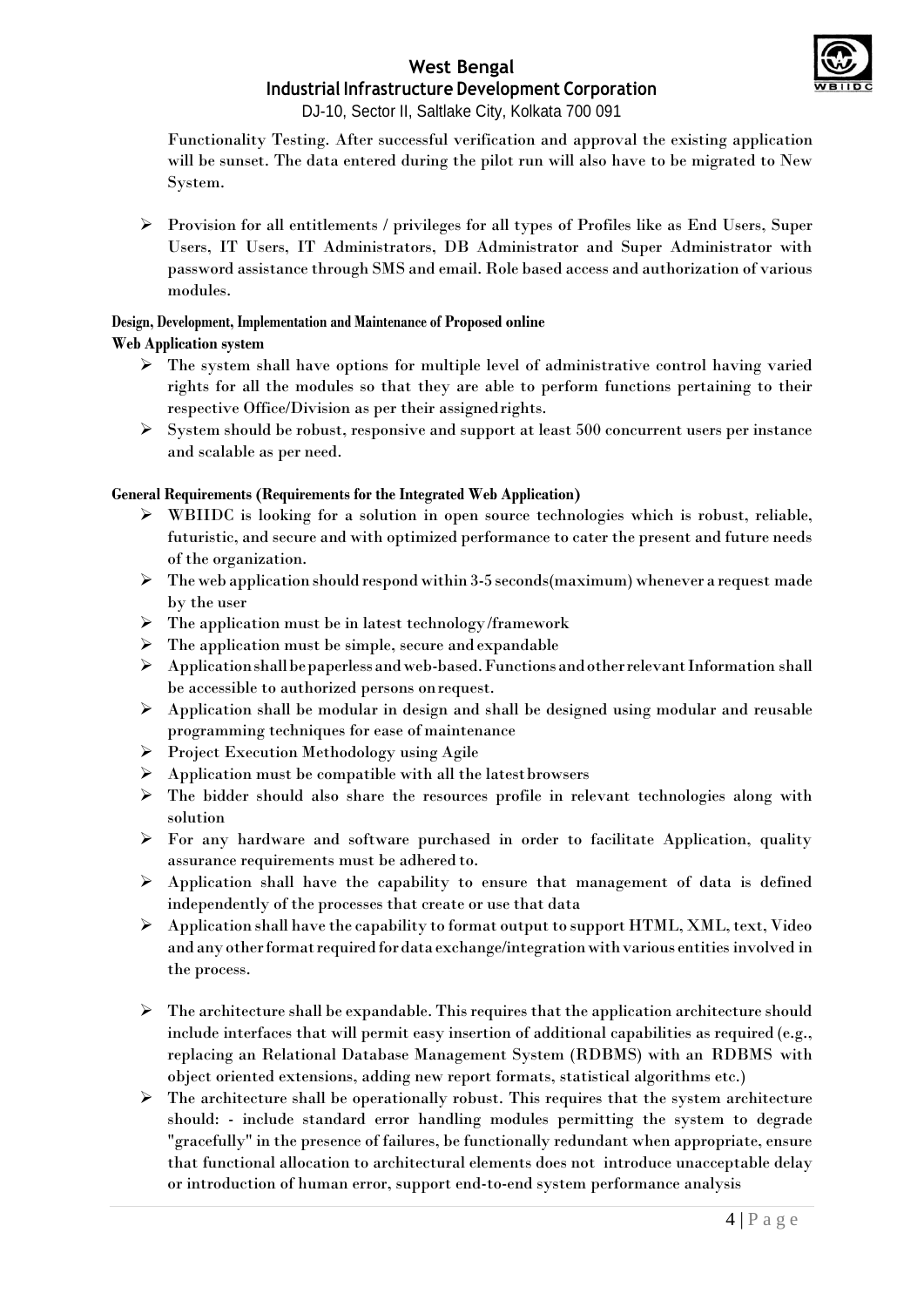Functionality Testing. After successful verification and approval the existing application will be sunset. The data entered during the pilot run will also have to be migrated to New System.

- Provision for all entitlements / privileges for all types of Profiles like as End Users, Super Users, IT Users, IT Administrators, DB Administrator and Super Administrator with password assistance through SMS and email. Role based access and authorization of various modules.

**Design, Development, Implementation and Maintenance of Proposed online Web Application system**

- The system shall have options for multiple level of administrative control having varied rights for all the modules so that they are able to perform functions pertaining to their respective Office/Division as per their assigned rights.
- System should be robust, responsive and support at least 500 concurrent users per instance and scalable as per need.

**General Requirements (Requirements for the Integrated Web Application)**

- WBIIDC is looking for a solution in open source technologies which is robust, reliable, futuristic, and secure and with optimized performance to cater the present and future needs of the organization.
- The web application should respond within 3-5 seconds(maximum) whenever a request made by the user
- The application must be in latest technology/framework
- The application must be simple, secure and expandable
- Application shall be paperless and web-based. Functions and other relevant Information shall be accessible to authorized persons on request.
- Application shall be modular in design and shall be designed using modular and reusable programming techniques for ease of maintenance
- Project Execution Methodology using Agile
- Application must be compatible with all the latest browsers
- The bidder should also share the resources profile in relevant technologies along with solution
- For any hardware and software purchased in order to facilitate Application, quality assurance requirements must be adhered to.
- Application shall have the capability to ensure that management of data is defined independently of the processes that create or use that data
- Application shall have the capability to format output to support HTML, XML, text, Video and any other format required for data exchange/integration with various entities involved in the process.
- The architecture shall be expandable. This requires that the application architecture should include interfaces that will permit easy insertion of additional capabilities as required (e.g., replacing an Relational Database Management System (RDBMS) with an RDBMS with object oriented extensions, adding new report formats, statistical algorithms etc.)
- The architecture shall be operationally robust. This requires that the system architecture should: - include standard error handling modules permitting the system to degrade "gracefully" in the presence of failures, be functionally redundant when appropriate, ensure that functional allocation to architectural elements does not introduce unacceptable delay or introduction of human error, support end-to-end system performance analysis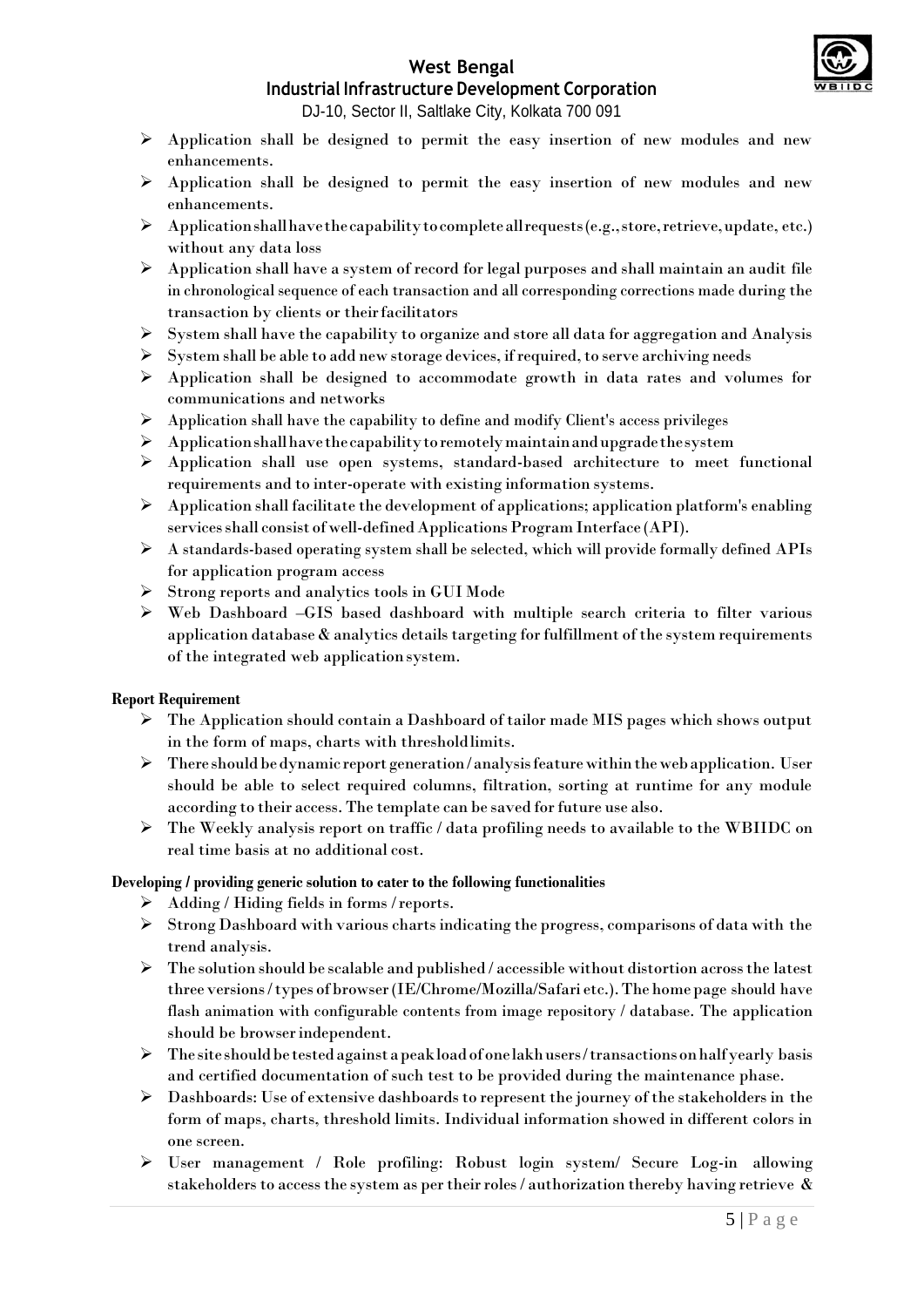- Application shall be designed to permit the easy insertion of new modules and new enhancements.
- Application shall be designed to permit the easy insertion of new modules and new enhancements.
- Application shall have the capability to complete all requests (e.g., store, retrieve, update, etc.) without any data loss
- Application shall have a system of record for legal purposes and shall maintain an audit file in chronological sequence of each transaction and all corresponding corrections made during the transaction by clients or their facilitators
- System shall have the capability to organize and store all data for aggregation and Analysis
- System shall be able to add new storage devices, if required, to serve archiving needs
- Application shall be designed to accommodate growth in data rates and volumes for communications and networks
- Application shall have the capability to define and modify Client's access privileges
- Application shall have the capability to remotely maintain and upgrade the system
- Application shall use open systems, standard-based architecture to meet functional requirements and to inter-operate with existing information systems.
- Application shall facilitate the development of applications; application platform's enabling services shall consist of well-defined Applications Program Interface (API).
- A standards-based operating system shall be selected, which will provide formally defined APIs for application program access
- Strong reports and analytics tools in GUI Mode
- Web Dashboard –GIS based dashboard with multiple search criteria to filter various application database & analytics details targeting for fulfillment of the system requirements of the integrated web application system.

**Report Requirement**

- The Application should contain a Dashboard of tailor made MIS pages which shows output in the form of maps, charts with threshold limits.
- There should be dynamic report generation / analysis feature within the web application. User should be able to select required columns, filtration, sorting at runtime for any module according to their access. The template can be saved for future use also.
- The Weekly analysis report on traffic / data profiling needs to available to the WBIIDC on real time basis at no additional cost.

**Developing / providing generic solution to cater to the following functionalities**

- Adding / Hiding fields in forms / reports.
- Strong Dashboard with various charts indicating the progress, comparisons of data with the trend analysis.
- The solution should be scalable and published / accessible without distortion across the latest three versions / types of browser (IE/Chrome/Mozilla/Safari etc.). The home page should have flash animation with configurable contents from image repository / database. The application should be browser independent.
- The site should be tested against a peak load of one lakh users / transactions on half yearly basis and certified documentation of such test to be provided during the maintenance phase.
- Dashboards: Use of extensive dashboards to represent the journey of the stakeholders in the form of maps, charts, threshold limits. Individual information showed in different colors in one screen.
- User management / Role profiling: Robust login system/ Secure Log-in allowing stakeholders to access the system as per their roles / authorization thereby having retrieve &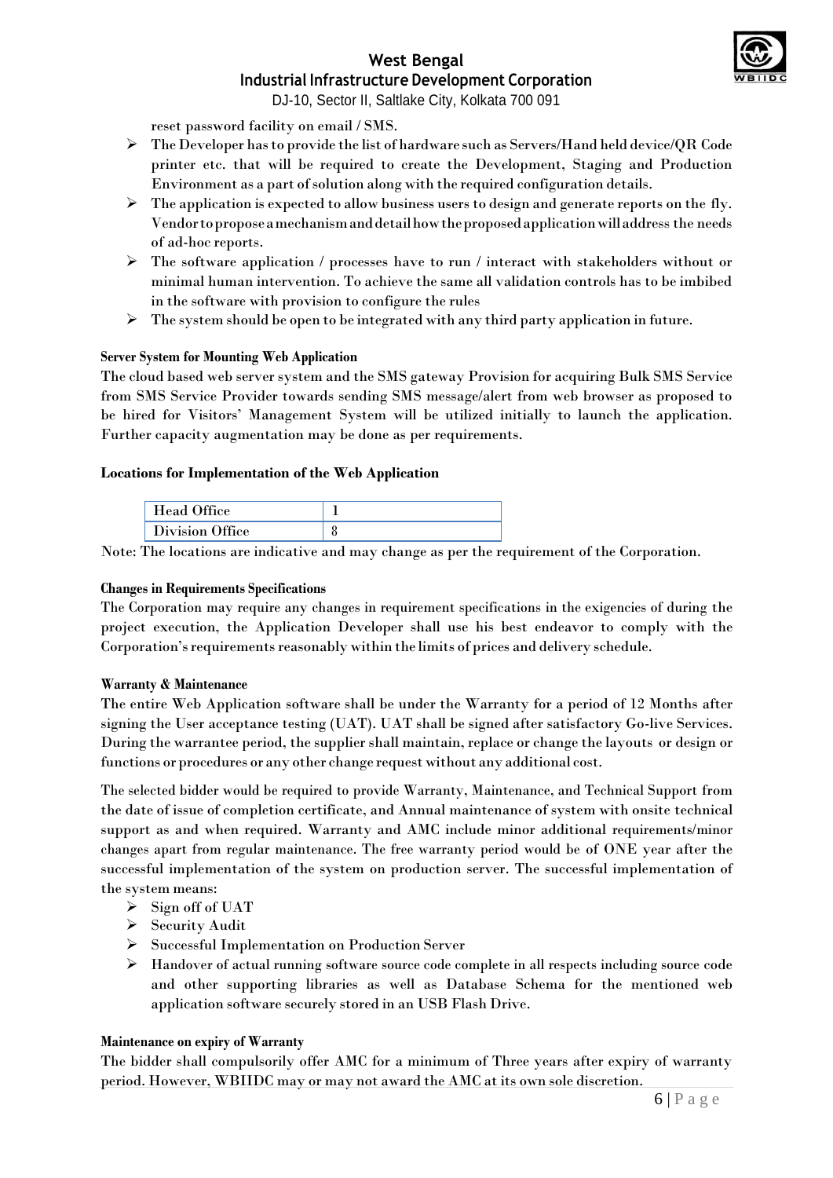reset password facility on email / SMS.

- The Developer has to provide the list of hardware such as Servers/Hand held device/QR Code printer etc. that will be required to create the Development, Staging and Production Environment as a part of solution along with the required configuration details.
- The application is expected to allow business users to design and generate reports on the fly. Vendor to propose a mechanism and detail how the proposed application will address the needs of ad-hoc reports.
- The software application / processes have to run / interact with stakeholders without or minimal human intervention. To achieve the same all validation controls has to be imbibed in the software with provision to configure the rules
- The system should be open to be integrated with any third party application in future.

**Server System for Mounting Web Application**

The cloud based web server system and the SMS gateway Provision for acquiring Bulk SMS Service from SMS Service Provider towards sending SMS message/alert from web browser as proposed to be hired for Visitors' Management System will be utilized initially to launch the application. Further capacity augmentation may be done as per requirements.

**Locations for Implementation of the Web Application**

| Head Office | 1 |
|---|---|
| Division Office | 8 |

Note: The locations are indicative and may change as per the requirement of the Corporation.

**Changes in Requirements Specifications**

The Corporation may require any changes in requirement specifications in the exigencies of during the project execution, the Application Developer shall use his best endeavor to comply with the Corporation's requirements reasonably within the limits of prices and delivery schedule.

**Warranty & Maintenance**

The entire Web Application software shall be under the Warranty for a period of 12 Months after signing the User acceptance testing (UAT). UAT shall be signed after satisfactory Go-live Services. During the warrantee period, the supplier shall maintain, replace or change the layouts or design or functions or procedures or any other change request without any additional cost.

The selected bidder would be required to provide Warranty, Maintenance, and Technical Support from the date of issue of completion certificate, and Annual maintenance of system with onsite technical support as and when required. Warranty and AMC include minor additional requirements/minor changes apart from regular maintenance. The free warranty period would be of ONE year after the successful implementation of the system on production server. The successful implementation of the system means:

- Sign off of UAT
- Security Audit
- Successful Implementation on Production Server
- Handover of actual running software source code complete in all respects including source code and other supporting libraries as well as Database Schema for the mentioned web application software securely stored in an USB Flash Drive.

**Maintenance on expiry of Warranty**

The bidder shall compulsorily offer AMC for a minimum of Three years after expiry of warranty period. However, WBIIDC may or may not award the AMC at its own sole discretion.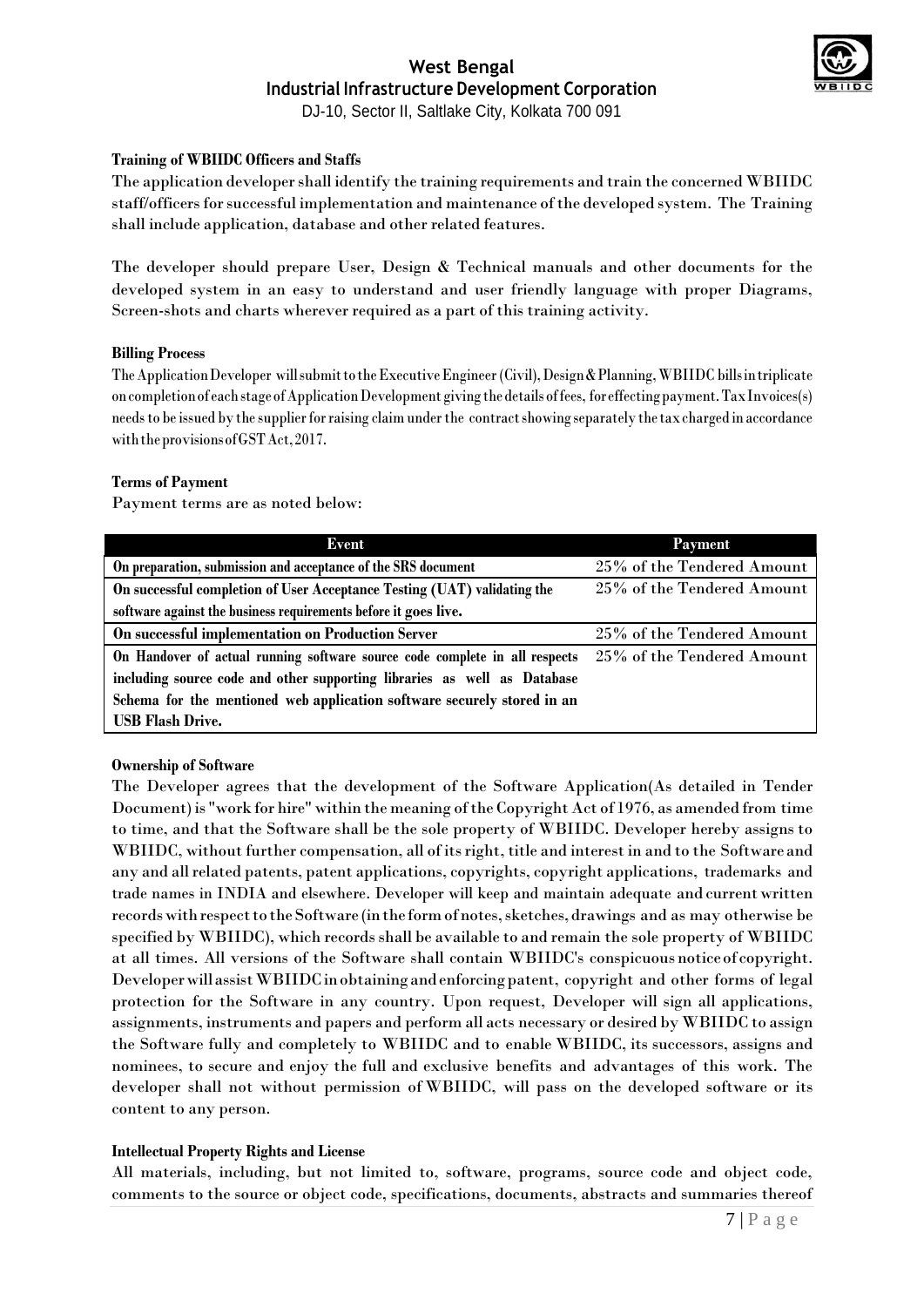**Training of WBIIDC Officers and Staffs**

The application developer shall identify the training requirements and train the concerned WBIIDC staff/officers for successful implementation and maintenance of the developed system. The Training shall include application, database and other related features.

The developer should prepare User, Design & Technical manuals and other documents for the developed system in an easy to understand and user friendly language with proper Diagrams, Screen-shots and charts wherever required as a part of this training activity.

**Billing Process**

The Application Developer will submit to the Executive Engineer (Civil), Design & Planning, WBIIDC bills in triplicate on completion of each stage of Application Development giving the details of fees, for effecting payment. Tax Invoices(s) needs to be issued by the supplier for raising claim under the contract showing separately the tax charged in accordance with the provisions of GST Act, 2017.

**Terms of Payment**

Payment terms are as noted below:

| Event | Payment |
|---|---|
| **On preparation, submission and acceptance of the SRS document** | 25% of the Tendered Amount |
| **On successful completion of User Acceptance Testing (UAT) validating the software against the business requirements before it goes live.** | 25% of the Tendered Amount |
| **On successful implementation on Production Server** | 25% of the Tendered Amount |
| **On Handover of actual running software source code complete in all respects including source code and other supporting libraries as well as Database Schema for the mentioned web application software securely stored in an USB Flash Drive.** | 25% of the Tendered Amount |

**Ownership of Software**

The Developer agrees that the development of the Software Application(As detailed in Tender Document) is "work for hire" within the meaning of the Copyright Act of 1976, as amended from time to time, and that the Software shall be the sole property of WBIIDC. Developer hereby assigns to WBIIDC, without further compensation, all of its right, title and interest in and to the Software and any and all related patents, patent applications, copyrights, copyright applications, trademarks and trade names in INDIA and elsewhere. Developer will keep and maintain adequate and current written records with respect to the Software (in the form of notes, sketches, drawings and as may otherwise be specified by WBIIDC), which records shall be available to and remain the sole property of WBIIDC at all times. All versions of the Software shall contain WBIIDC's conspicuous notice of copyright. Developer will assist WBIIDC in obtaining and enforcing patent, copyright and other forms of legal protection for the Software in any country. Upon request, Developer will sign all applications, assignments, instruments and papers and perform all acts necessary or desired by WBIIDC to assign the Software fully and completely to WBIIDC and to enable WBIIDC, its successors, assigns and nominees, to secure and enjoy the full and exclusive benefits and advantages of this work. The developer shall not without permission of WBIIDC, will pass on the developed software or its content to any person.

**Intellectual Property Rights and License**

All materials, including, but not limited to, software, programs, source code and object code, comments to the source or object code, specifications, documents, abstracts and summaries thereof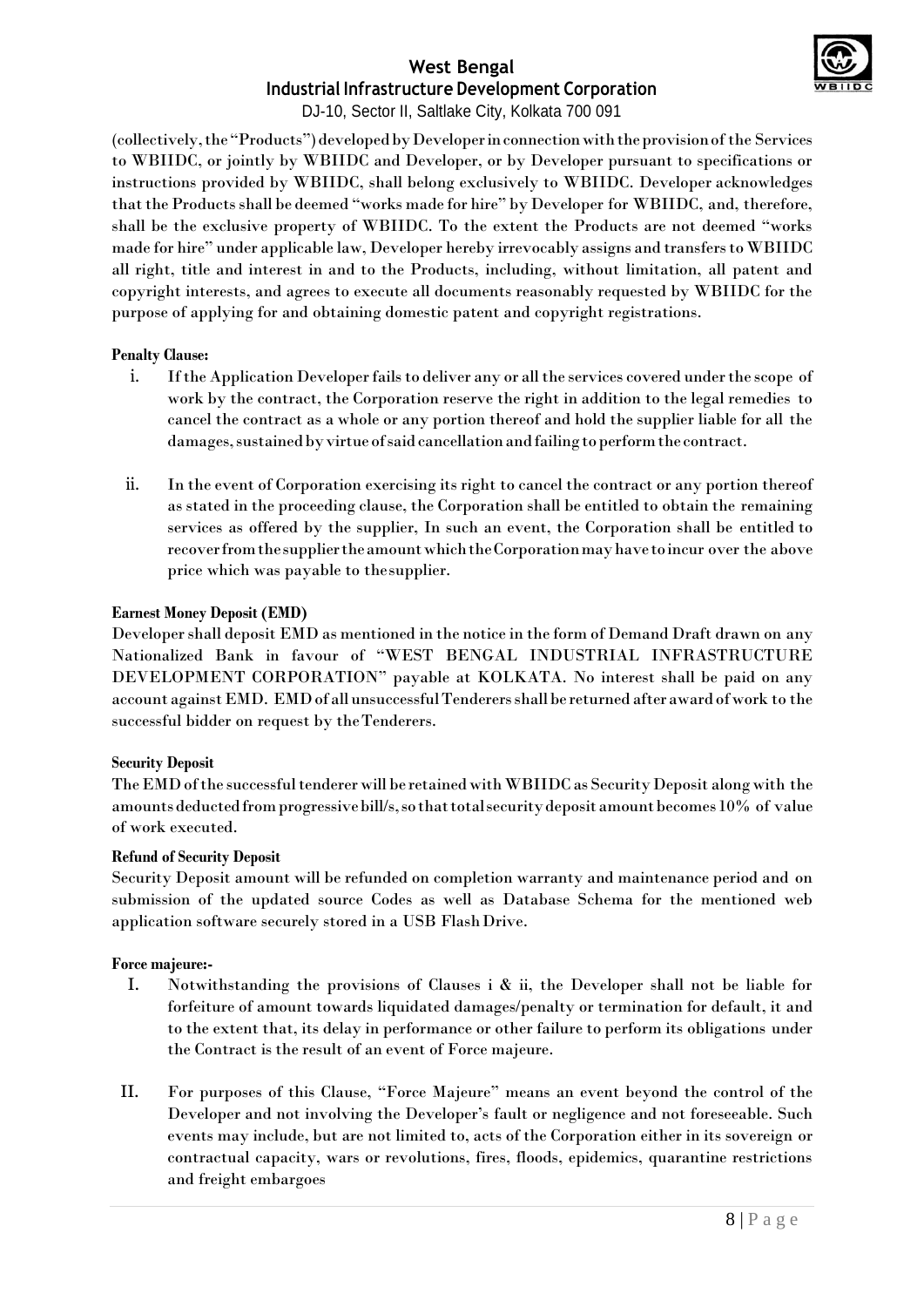(collectively, the "Products") developed by Developer in connection with the provision of the Services to WBIIDC, or jointly by WBIIDC and Developer, or by Developer pursuant to specifications or instructions provided by WBIIDC, shall belong exclusively to WBIIDC. Developer acknowledges that the Products shall be deemed "works made for hire" by Developer for WBIIDC, and, therefore, shall be the exclusive property of WBIIDC. To the extent the Products are not deemed "works made for hire" under applicable law, Developer hereby irrevocably assigns and transfers to WBIIDC all right, title and interest in and to the Products, including, without limitation, all patent and copyright interests, and agrees to execute all documents reasonably requested by WBIIDC for the purpose of applying for and obtaining domestic patent and copyright registrations.

**Penalty Clause:**

i. If the Application Developer fails to deliver any or all the services covered under the scope of work by the contract, the Corporation reserve the right in addition to the legal remedies to cancel the contract as a whole or any portion thereof and hold the supplier liable for all the damages, sustained by virtue of said cancellation and failing to perform the contract.

ii. In the event of Corporation exercising its right to cancel the contract or any portion thereof as stated in the proceeding clause, the Corporation shall be entitled to obtain the remaining services as offered by the supplier, In such an event, the Corporation shall be entitled to recover from the supplier the amount which the Corporation may have to incur over the above price which was payable to the supplier.

**Earnest Money Deposit (EMD)**

Developer shall deposit EMD as mentioned in the notice in the form of Demand Draft drawn on any Nationalized Bank in favour of "WEST BENGAL INDUSTRIAL INFRASTRUCTURE DEVELOPMENT CORPORATION" payable at KOLKATA. No interest shall be paid on any account against EMD. EMD of all unsuccessful Tenderers shall be returned after award of work to the successful bidder on request by the Tenderers.

**Security Deposit**

The EMD of the successful tenderer will be retained with WBIIDC as Security Deposit along with the amounts deducted from progressive bill/s, so that total security deposit amount becomes 10% of value of work executed.

**Refund of Security Deposit**

Security Deposit amount will be refunded on completion warranty and maintenance period and on submission of the updated source Codes as well as Database Schema for the mentioned web application software securely stored in a USB Flash Drive.

**Force majeure:-**

I. Notwithstanding the provisions of Clauses i & ii, the Developer shall not be liable for forfeiture of amount towards liquidated damages/penalty or termination for default, it and to the extent that, its delay in performance or other failure to perform its obligations under the Contract is the result of an event of Force majeure.

II. For purposes of this Clause, "Force Majeure" means an event beyond the control of the Developer and not involving the Developer's fault or negligence and not foreseeable. Such events may include, but are not limited to, acts of the Corporation either in its sovereign or contractual capacity, wars or revolutions, fires, floods, epidemics, quarantine restrictions and freight embargoes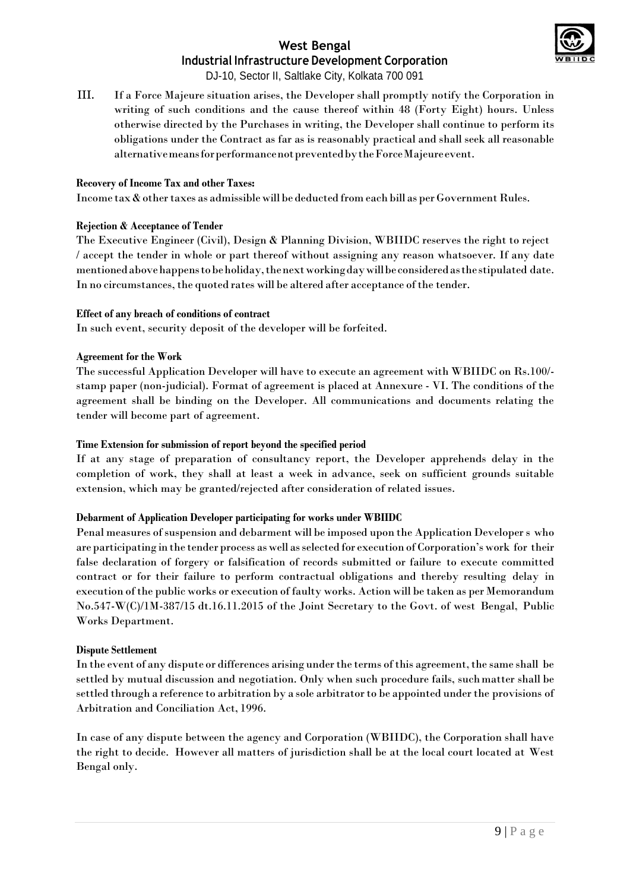III. If a Force Majeure situation arises, the Developer shall promptly notify the Corporation in writing of such conditions and the cause thereof within 48 (Forty Eight) hours. Unless otherwise directed by the Purchases in writing, the Developer shall continue to perform its obligations under the Contract as far as is reasonably practical and shall seek all reasonable alternative means for performance not prevented by the Force Majeure event.

**Recovery of Income Tax and other Taxes:**

Income tax & other taxes as admissible will be deducted from each bill as per Government Rules.

**Rejection & Acceptance of Tender**

The Executive Engineer (Civil), Design & Planning Division, WBIIDC reserves the right to reject / accept the tender in whole or part thereof without assigning any reason whatsoever. If any date mentioned above happens to be holiday, the next working day will be considered as the stipulated date. In no circumstances, the quoted rates will be altered after acceptance of the tender.

**Effect of any breach of conditions of contract**

In such event, security deposit of the developer will be forfeited.

**Agreement for the Work**

The successful Application Developer will have to execute an agreement with WBIIDC on Rs.100/- stamp paper (non-judicial). Format of agreement is placed at Annexure - VI. The conditions of the agreement shall be binding on the Developer. All communications and documents relating the tender will become part of agreement.

**Time Extension for submission of report beyond the specified period**

If at any stage of preparation of consultancy report, the Developer apprehends delay in the completion of work, they shall at least a week in advance, seek on sufficient grounds suitable extension, which may be granted/rejected after consideration of related issues.

**Debarment of Application Developer participating for works under WBIIDC**

Penal measures of suspension and debarment will be imposed upon the Application Developer s who are participating in the tender process as well as selected for execution of Corporation's work for their false declaration of forgery or falsification of records submitted or failure to execute committed contract or for their failure to perform contractual obligations and thereby resulting delay in execution of the public works or execution of faulty works. Action will be taken as per Memorandum No.547-W(C)/1M-387/15 dt.16.11.2015 of the Joint Secretary to the Govt. of west Bengal, Public Works Department.

**Dispute Settlement**

In the event of any dispute or differences arising under the terms of this agreement, the same shall be settled by mutual discussion and negotiation. Only when such procedure fails, such matter shall be settled through a reference to arbitration by a sole arbitrator to be appointed under the provisions of Arbitration and Conciliation Act, 1996.

In case of any dispute between the agency and Corporation (WBIIDC), the Corporation shall have the right to decide. However all matters of jurisdiction shall be at the local court located at West Bengal only.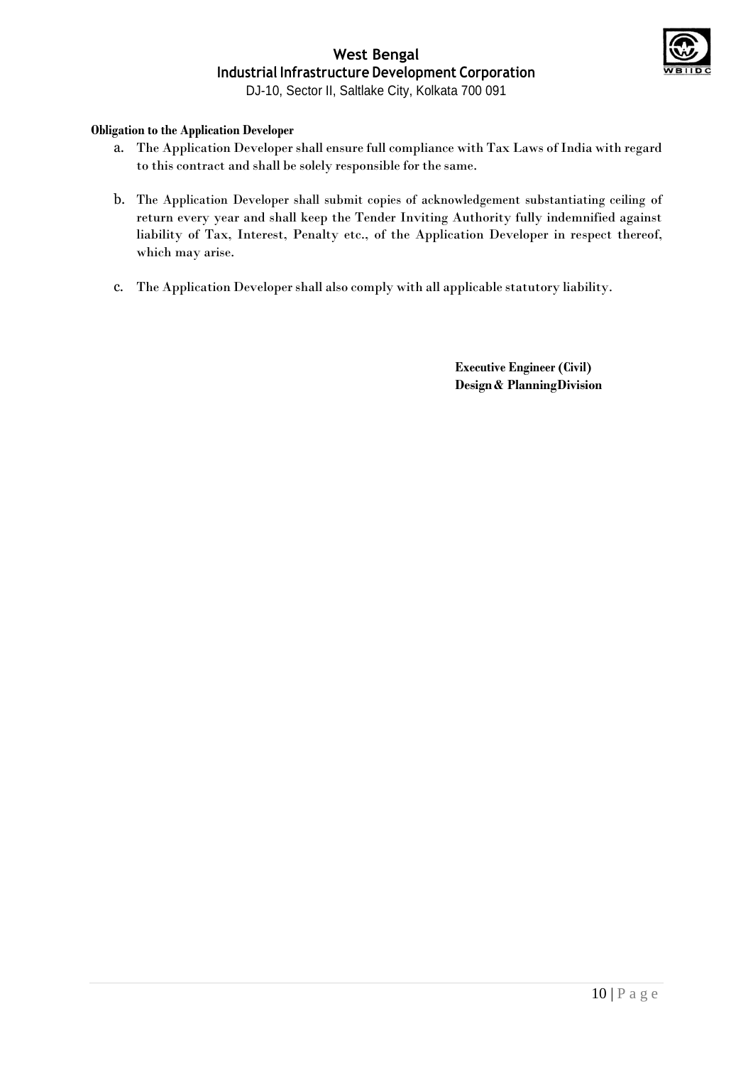**Obligation to the Application Developer**

a. The Application Developer shall ensure full compliance with Tax Laws of India with regard to this contract and shall be solely responsible for the same.

b. The Application Developer shall submit copies of acknowledgement substantiating ceiling of return every year and shall keep the Tender Inviting Authority fully indemnified against liability of Tax, Interest, Penalty etc., of the Application Developer in respect thereof, which may arise.

c. The Application Developer shall also comply with all applicable statutory liability.

**Executive Engineer (Civil)**
**Design & PlanningDivision**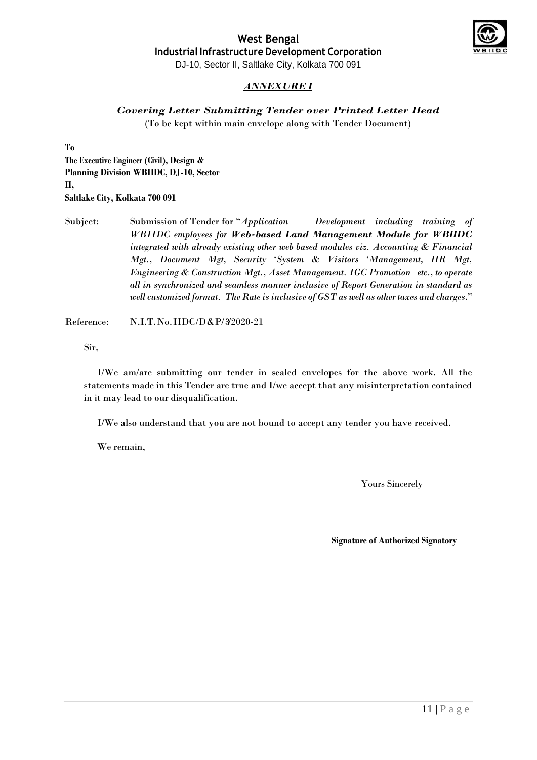**West Bengal**
**Industrial Infrastructure Development Corporation**
DJ-10, Sector II, Saltlake City, Kolkata 700 091

## *ANNEXURE I*

### *Covering Letter Submitting Tender over Printed Letter Head*

(To be kept within main envelope along with Tender Document)

**To**
**The Executive Engineer (Civil), Design & Planning Division WBIIDC, DJ-10, Sector II,**
**Saltlake City, Kolkata 700 091**

Subject: Submission of Tender for "*Application Development including training of WBIIDC employees for **Web-based Land Management Module for WBIIDC** integrated with already existing other web based modules viz. Accounting & Financial Mgt., Document Mgt, Security 'System & Visitors 'Management, HR Mgt, Engineering & Construction Mgt., Asset Management. IGC Promotion etc., to operate all in synchronized and seamless manner inclusive of Report Generation in standard as well customized format. The Rate is inclusive of GST as well as other taxes and charges.*"

Reference: N.I.T. No. IIDC/D&P/3/2020-21

Sir,

I/We am/are submitting our tender in sealed envelopes for the above work. All the statements made in this Tender are true and I/we accept that any misinterpretation contained in it may lead to our disqualification.

I/We also understand that you are not bound to accept any tender you have received.

We remain,

Yours Sincerely

**Signature of Authorized Signatory**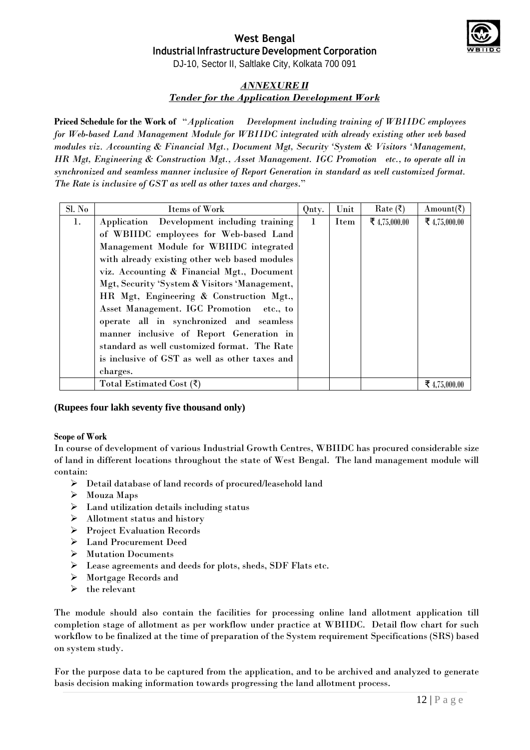# West Bengal
## Industrial Infrastructure Development Corporation

DJ-10, Sector II, Saltlake City, Kolkata 700 091

### *ANNEXURE II*
### *Tender for the Application Development Work*

**Priced Schedule for the Work of** "*Application Development including training of WBIIDC employees for Web-based Land Management Module for WBIIDC integrated with already existing other web based modules viz. Accounting & Financial Mgt., Document Mgt, Security 'System & Visitors 'Management, HR Mgt, Engineering & Construction Mgt., Asset Management. IGC Promotion etc., to operate all in synchronized and seamless manner inclusive of Report Generation in standard as well customized format. The Rate is inclusive of GST as well as other taxes and charges*."

| Sl. No | Items of Work | Qnty. | Unit | Rate (₹) | Amount(₹) |
|---|---|---|---|---|---|
| 1. | Application Development including training of WBIIDC employees for Web-based Land Management Module for WBIIDC integrated with already existing other web based modules viz. Accounting & Financial Mgt., Document Mgt, Security 'System & Visitors 'Management, HR Mgt, Engineering & Construction Mgt., Asset Management. IGC Promotion etc., to operate all in synchronized and seamless manner inclusive of Report Generation in standard as well customized format. The Rate is inclusive of GST as well as other taxes and charges. | 1 | Item | ₹ 4,75,000.00 | ₹ 4,75,000.00 |
| | Total Estimated Cost (₹) | | | | ₹ 4,75,000.00 |

**(Rupees four lakh seventy five thousand only)**

**Scope of Work**

In course of development of various Industrial Growth Centres, WBIIDC has procured considerable size of land in different locations throughout the state of West Bengal. The land management module will contain:

- Detail database of land records of procured/leasehold land
- Mouza Maps
- Land utilization details including status
- Allotment status and history
- Project Evaluation Records
- Land Procurement Deed
- Mutation Documents
- Lease agreements and deeds for plots, sheds, SDF Flats etc.
- Mortgage Records and
- the relevant

The module should also contain the facilities for processing online land allotment application till completion stage of allotment as per workflow under practice at WBIIDC. Detail flow chart for such workflow to be finalized at the time of preparation of the System requirement Specifications (SRS) based on system study.

For the purpose data to be captured from the application, and to be archived and analyzed to generate basis decision making information towards progressing the land allotment process.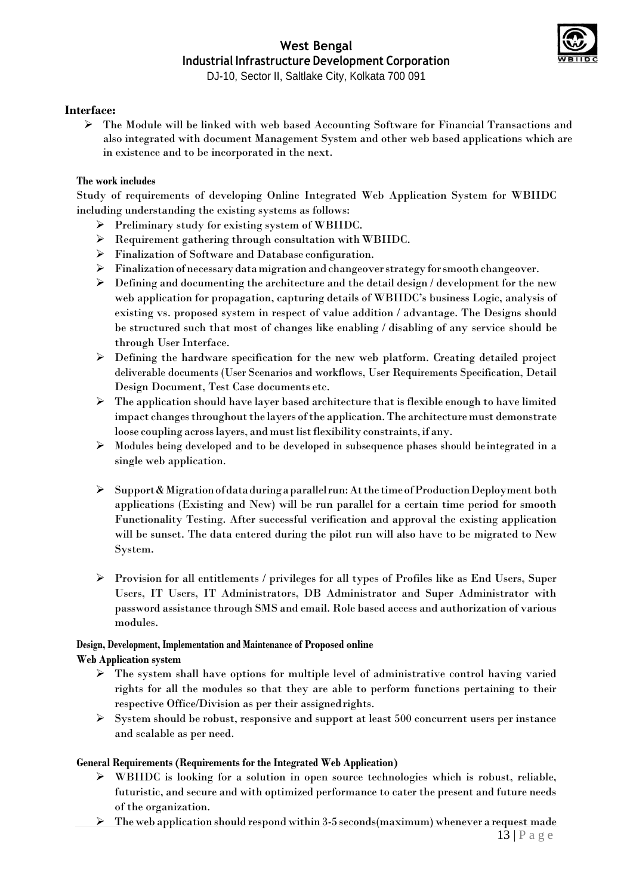**Interface:**

- The Module will be linked with web based Accounting Software for Financial Transactions and also integrated with document Management System and other web based applications which are in existence and to be incorporated in the next.

**The work includes**

Study of requirements of developing Online Integrated Web Application System for WBIIDC including understanding the existing systems as follows:

- Preliminary study for existing system of WBIIDC.
- Requirement gathering through consultation with WBIIDC.
- Finalization of Software and Database configuration.
- Finalization of necessary data migration and changeover strategy for smooth changeover.
- Defining and documenting the architecture and the detail design / development for the new web application for propagation, capturing details of WBIIDC's business Logic, analysis of existing vs. proposed system in respect of value addition / advantage. The Designs should be structured such that most of changes like enabling / disabling of any service should be through User Interface.
- Defining the hardware specification for the new web platform. Creating detailed project deliverable documents (User Scenarios and workflows, User Requirements Specification, Detail Design Document, Test Case documents etc.
- The application should have layer based architecture that is flexible enough to have limited impact changes throughout the layers of the application. The architecture must demonstrate loose coupling across layers, and must list flexibility constraints, if any.
- Modules being developed and to be developed in subsequence phases should be integrated in a single web application.
- Support & Migration of data during a parallel run: At the time of Production Deployment both applications (Existing and New) will be run parallel for a certain time period for smooth Functionality Testing. After successful verification and approval the existing application will be sunset. The data entered during the pilot run will also have to be migrated to New System.
- Provision for all entitlements / privileges for all types of Profiles like as End Users, Super Users, IT Users, IT Administrators, DB Administrator and Super Administrator with password assistance through SMS and email. Role based access and authorization of various modules.

**Design, Development, Implementation and Maintenance of Proposed online Web Application system**

- The system shall have options for multiple level of administrative control having varied rights for all the modules so that they are able to perform functions pertaining to their respective Office/Division as per their assigned rights.
- System should be robust, responsive and support at least 500 concurrent users per instance and scalable as per need.

**General Requirements (Requirements for the Integrated Web Application)**

- WBIIDC is looking for a solution in open source technologies which is robust, reliable, futuristic, and secure and with optimized performance to cater the present and future needs of the organization.
- The web application should respond within 3-5 seconds(maximum) whenever a request made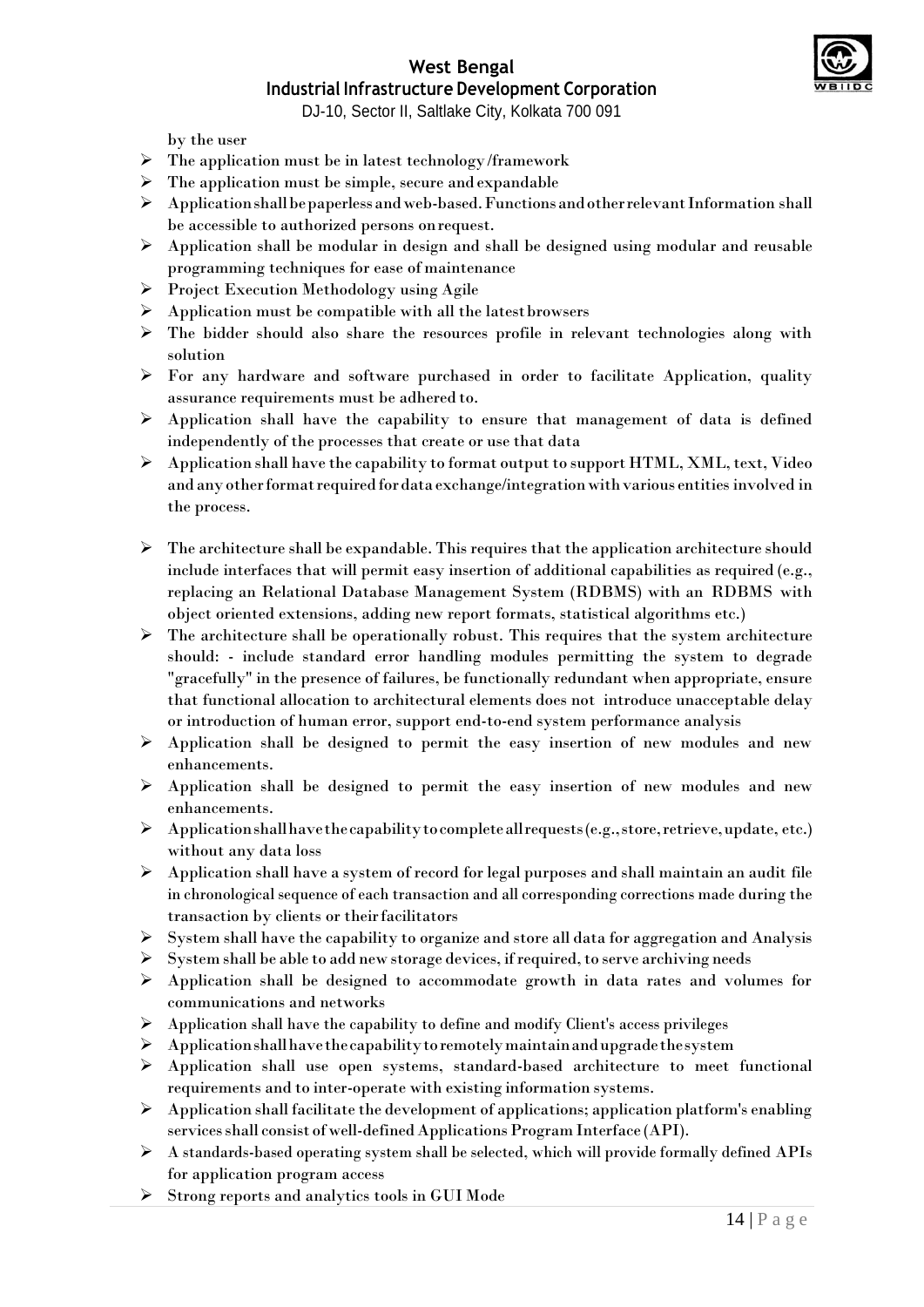by the user

- The application must be in latest technology /framework
- The application must be simple, secure and expandable
- Application shall be paperless and web-based. Functions and other relevant Information shall be accessible to authorized persons on request.
- Application shall be modular in design and shall be designed using modular and reusable programming techniques for ease of maintenance
- Project Execution Methodology using Agile
- Application must be compatible with all the latest browsers
- The bidder should also share the resources profile in relevant technologies along with solution
- For any hardware and software purchased in order to facilitate Application, quality assurance requirements must be adhered to.
- Application shall have the capability to ensure that management of data is defined independently of the processes that create or use that data
- Application shall have the capability to format output to support HTML, XML, text, Video and any other format required for data exchange/integration with various entities involved in the process.
- The architecture shall be expandable. This requires that the application architecture should include interfaces that will permit easy insertion of additional capabilities as required (e.g., replacing an Relational Database Management System (RDBMS) with an RDBMS with object oriented extensions, adding new report formats, statistical algorithms etc.)
- The architecture shall be operationally robust. This requires that the system architecture should: - include standard error handling modules permitting the system to degrade "gracefully" in the presence of failures, be functionally redundant when appropriate, ensure that functional allocation to architectural elements does not introduce unacceptable delay or introduction of human error, support end-to-end system performance analysis
- Application shall be designed to permit the easy insertion of new modules and new enhancements.
- Application shall be designed to permit the easy insertion of new modules and new enhancements.
- Application shall have the capability to complete all requests (e.g., store, retrieve, update, etc.) without any data loss
- Application shall have a system of record for legal purposes and shall maintain an audit file in chronological sequence of each transaction and all corresponding corrections made during the transaction by clients or their facilitators
- System shall have the capability to organize and store all data for aggregation and Analysis
- System shall be able to add new storage devices, if required, to serve archiving needs
- Application shall be designed to accommodate growth in data rates and volumes for communications and networks
- Application shall have the capability to define and modify Client's access privileges
- Application shall have the capability to remotely maintain and upgrade the system
- Application shall use open systems, standard-based architecture to meet functional requirements and to inter-operate with existing information systems.
- Application shall facilitate the development of applications; application platform's enabling services shall consist of well-defined Applications Program Interface (API).
- A standards-based operating system shall be selected, which will provide formally defined APIs for application program access
- Strong reports and analytics tools in GUI Mode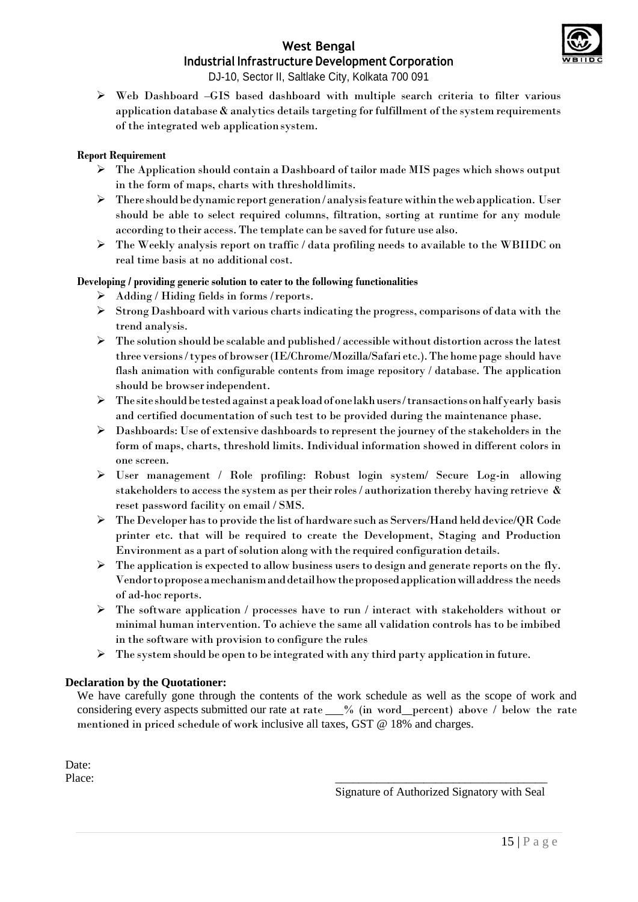- Web Dashboard –GIS based dashboard with multiple search criteria to filter various application database & analytics details targeting for fulfillment of the system requirements of the integrated web application system.

**Report Requirement**

- The Application should contain a Dashboard of tailor made MIS pages which shows output in the form of maps, charts with threshold limits.
- There should be dynamic report generation / analysis feature within the web application. User should be able to select required columns, filtration, sorting at runtime for any module according to their access. The template can be saved for future use also.
- The Weekly analysis report on traffic / data profiling needs to available to the WBIIDC on real time basis at no additional cost.

**Developing / providing generic solution to cater to the following functionalities**

- Adding / Hiding fields in forms / reports.
- Strong Dashboard with various charts indicating the progress, comparisons of data with the trend analysis.
- The solution should be scalable and published / accessible without distortion across the latest three versions / types of browser (IE/Chrome/Mozilla/Safari etc.). The home page should have flash animation with configurable contents from image repository / database. The application should be browser independent.
- The site should be tested against a peak load of one lakh users / transactions on half yearly basis and certified documentation of such test to be provided during the maintenance phase.
- Dashboards: Use of extensive dashboards to represent the journey of the stakeholders in the form of maps, charts, threshold limits. Individual information showed in different colors in one screen.
- User management / Role profiling: Robust login system/ Secure Log-in allowing stakeholders to access the system as per their roles / authorization thereby having retrieve & reset password facility on email / SMS.
- The Developer has to provide the list of hardware such as Servers/Hand held device/QR Code printer etc. that will be required to create the Development, Staging and Production Environment as a part of solution along with the required configuration details.
- The application is expected to allow business users to design and generate reports on the fly. Vendor to propose a mechanism and detail how the proposed application will address the needs of ad-hoc reports.
- The software application / processes have to run / interact with stakeholders without or minimal human intervention. To achieve the same all validation controls has to be imbibed in the software with provision to configure the rules
- The system should be open to be integrated with any third party application in future.

**Declaration by the Quotationer:**

We have carefully gone through the contents of the work schedule as well as the scope of work and considering every aspects submitted our rate at rate ___% (in word__percent) above / below the rate mentioned in priced schedule of work inclusive all taxes, GST @ 18% and charges.

Date:

Place:

___________________________________

Signature of Authorized Signatory with Seal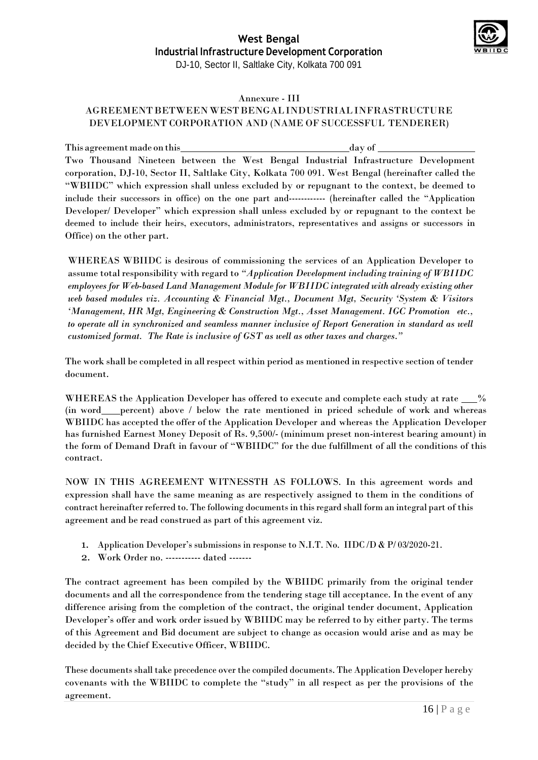Annexure - III

AGREEMENT BETWEEN WEST BENGAL INDUSTRIAL INFRASTRUCTURE DEVELOPMENT CORPORATION AND (NAME OF SUCCESSFUL TENDERER)

This agreement made on this \_\_\_\_\_\_\_\_\_\_\_\_\_\_\_\_\_\_\_\_\_\_\_\_\_\_\_\_\_\_ day of \_\_\_\_\_\_\_\_\_\_\_\_\_\_\_\_\_\_ Two Thousand Nineteen between the West Bengal Industrial Infrastructure Development corporation, DJ-10, Sector II, Saltlake City, Kolkata 700 091. West Bengal (hereinafter called the "WBIIDC" which expression shall unless excluded by or repugnant to the context, be deemed to include their successors in office) on the one part and------------ (hereinafter called the "Application Developer/ Developer" which expression shall unless excluded by or repugnant to the context be deemed to include their heirs, executors, administrators, representatives and assigns or successors in Office) on the other part.

WHEREAS WBIIDC is desirous of commissioning the services of an Application Developer to assume total responsibility with regard to "*Application Development including training of WBIIDC employees for Web-based Land Management Module for WBIIDC integrated with already existing other web based modules viz. Accounting & Financial Mgt., Document Mgt, Security 'System & Visitors 'Management, HR Mgt, Engineering & Construction Mgt., Asset Management. IGC Promotion etc., to operate all in synchronized and seamless manner inclusive of Report Generation in standard as well customized format. The Rate is inclusive of GST as well as other taxes and charges.*"

The work shall be completed in all respect within period as mentioned in respective section of tender document.

WHEREAS the Application Developer has offered to execute and complete each study at rate \_\_\_% (in word\_\_\_\_percent) above / below the rate mentioned in priced schedule of work and whereas WBIIDC has accepted the offer of the Application Developer and whereas the Application Developer has furnished Earnest Money Deposit of Rs. 9,500/- (minimum preset non-interest bearing amount) in the form of Demand Draft in favour of "WBIIDC" for the due fulfillment of all the conditions of this contract.

NOW IN THIS AGREEMENT WITNESSTH AS FOLLOWS. In this agreement words and expression shall have the same meaning as are respectively assigned to them in the conditions of contract hereinafter referred to. The following documents in this regard shall form an integral part of this agreement and be read construed as part of this agreement viz.

1. Application Developer's submissions in response to N.I.T. No. IIDC /D & P/ 03/2020-21.
2. Work Order no. ----------- dated -------

The contract agreement has been compiled by the WBIIDC primarily from the original tender documents and all the correspondence from the tendering stage till acceptance. In the event of any difference arising from the completion of the contract, the original tender document, Application Developer's offer and work order issued by WBIIDC may be referred to by either party. The terms of this Agreement and Bid document are subject to change as occasion would arise and as may be decided by the Chief Executive Officer, WBIIDC.

These documents shall take precedence over the compiled documents. The Application Developer hereby covenants with the WBIIDC to complete the "study" in all respect as per the provisions of the agreement.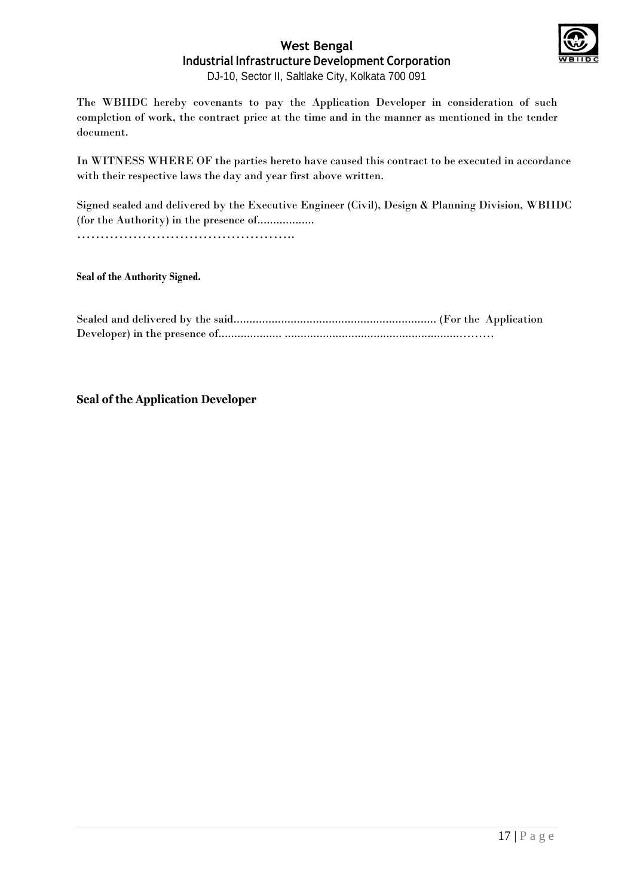The WBIIDC hereby covenants to pay the Application Developer in consideration of such completion of work, the contract price at the time and in the manner as mentioned in the tender document.

In WITNESS WHERE OF the parties hereto have caused this contract to be executed in accordance with their respective laws the day and year first above written.

Signed sealed and delivered by the Executive Engineer (Civil), Design & Planning Division, WBIIDC (for the Authority) in the presence of..................
…………………………………………..

**Seal of the Authority Signed.**

Sealed and delivered by the said................................................................ (For the Application Developer) in the presence of.................... .................................................................………

**Seal of the Application Developer**